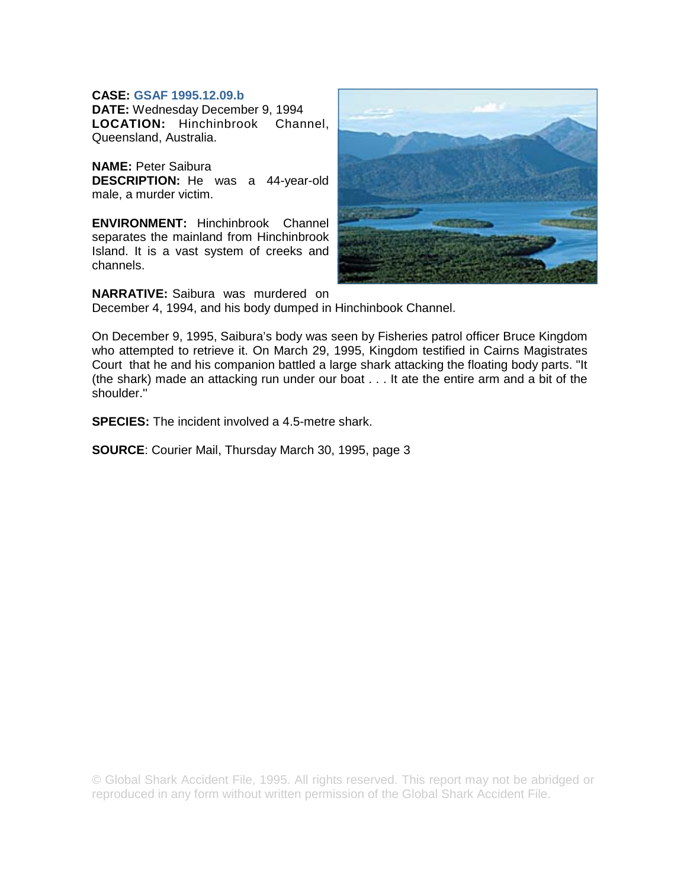**CASE:** GSAF 1995.12.09.b
**DATE:** Wednesday December 9, 1994
**LOCATION:** Hinchinbrook Channel, Queensland, Australia.

**NAME:** Peter Saibura
**DESCRIPTION:** He was a 44-year-old male, a murder victim.

**ENVIRONMENT:** Hinchinbrook Channel separates the mainland from Hinchinbrook Island. It is a vast system of creeks and channels.

**NARRATIVE:** Saibura was murdered on December 4, 1994, and his body dumped in Hinchinbook Channel.

On December 9, 1995, Saibura's body was seen by Fisheries patrol officer Bruce Kingdom who attempted to retrieve it. On March 29, 1995, Kingdom testified in Cairns Magistrates Court that he and his companion battled a large shark attacking the floating body parts. "It (the shark) made an attacking run under our boat . . . It ate the entire arm and a bit of the shoulder."

**SPECIES:** The incident involved a 4.5-metre shark.

**SOURCE**: Courier Mail, Thursday March 30, 1995, page 3

© Global Shark Accident File, 1995. All rights reserved. This report may not be abridged or reproduced in any form without written permission of the Global Shark Accident File.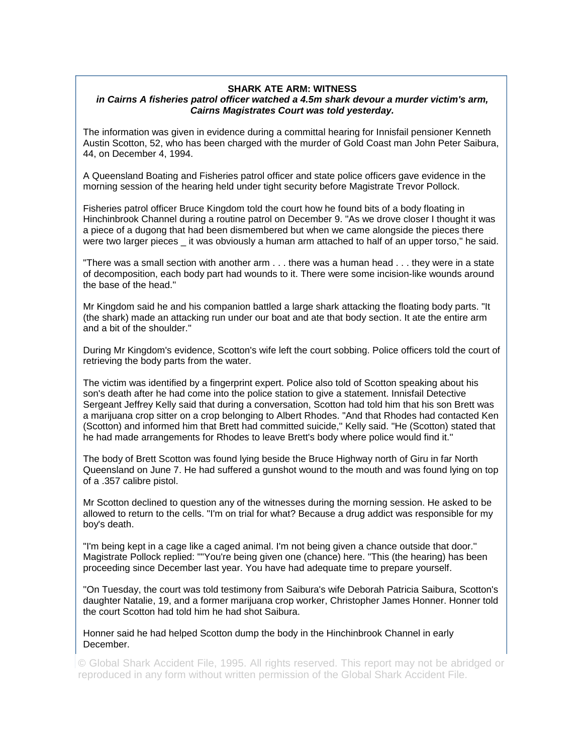**SHARK ATE ARM: WITNESS**

***in Cairns A fisheries patrol officer watched a 4.5m shark devour a murder victim's arm, Cairns Magistrates Court was told yesterday.***

The information was given in evidence during a committal hearing for Innisfail pensioner Kenneth Austin Scotton, 52, who has been charged with the murder of Gold Coast man John Peter Saibura, 44, on December 4, 1994.

A Queensland Boating and Fisheries patrol officer and state police officers gave evidence in the morning session of the hearing held under tight security before Magistrate Trevor Pollock.

Fisheries patrol officer Bruce Kingdom told the court how he found bits of a body floating in Hinchinbrook Channel during a routine patrol on December 9. "As we drove closer I thought it was a piece of a dugong that had been dismembered but when we came alongside the pieces there were two larger pieces _ it was obviously a human arm attached to half of an upper torso," he said.

"There was a small section with another arm . . . there was a human head . . . they were in a state of decomposition, each body part had wounds to it. There were some incision-like wounds around the base of the head."

Mr Kingdom said he and his companion battled a large shark attacking the floating body parts. "It (the shark) made an attacking run under our boat and ate that body section. It ate the entire arm and a bit of the shoulder."

During Mr Kingdom's evidence, Scotton's wife left the court sobbing. Police officers told the court of retrieving the body parts from the water.

The victim was identified by a fingerprint expert. Police also told of Scotton speaking about his son's death after he had come into the police station to give a statement. Innisfail Detective Sergeant Jeffrey Kelly said that during a conversation, Scotton had told him that his son Brett was a marijuana crop sitter on a crop belonging to Albert Rhodes. "And that Rhodes had contacted Ken (Scotton) and informed him that Brett had committed suicide," Kelly said. "He (Scotton) stated that he had made arrangements for Rhodes to leave Brett's body where police would find it."

The body of Brett Scotton was found lying beside the Bruce Highway north of Giru in far North Queensland on June 7. He had suffered a gunshot wound to the mouth and was found lying on top of a .357 calibre pistol.

Mr Scotton declined to question any of the witnesses during the morning session. He asked to be allowed to return to the cells. "I'm on trial for what? Because a drug addict was responsible for my boy's death.

"I'm being kept in a cage like a caged animal. I'm not being given a chance outside that door." Magistrate Pollock replied: ""You're being given one (chance) here. "This (the hearing) has been proceeding since December last year. You have had adequate time to prepare yourself.

"On Tuesday, the court was told testimony from Saibura's wife Deborah Patricia Saibura, Scotton's daughter Natalie, 19, and a former marijuana crop worker, Christopher James Honner. Honner told the court Scotton had told him he had shot Saibura.

Honner said he had helped Scotton dump the body in the Hinchinbrook Channel in early December.

© Global Shark Accident File, 1995. All rights reserved. This report may not be abridged or reproduced in any form without written permission of the Global Shark Accident File.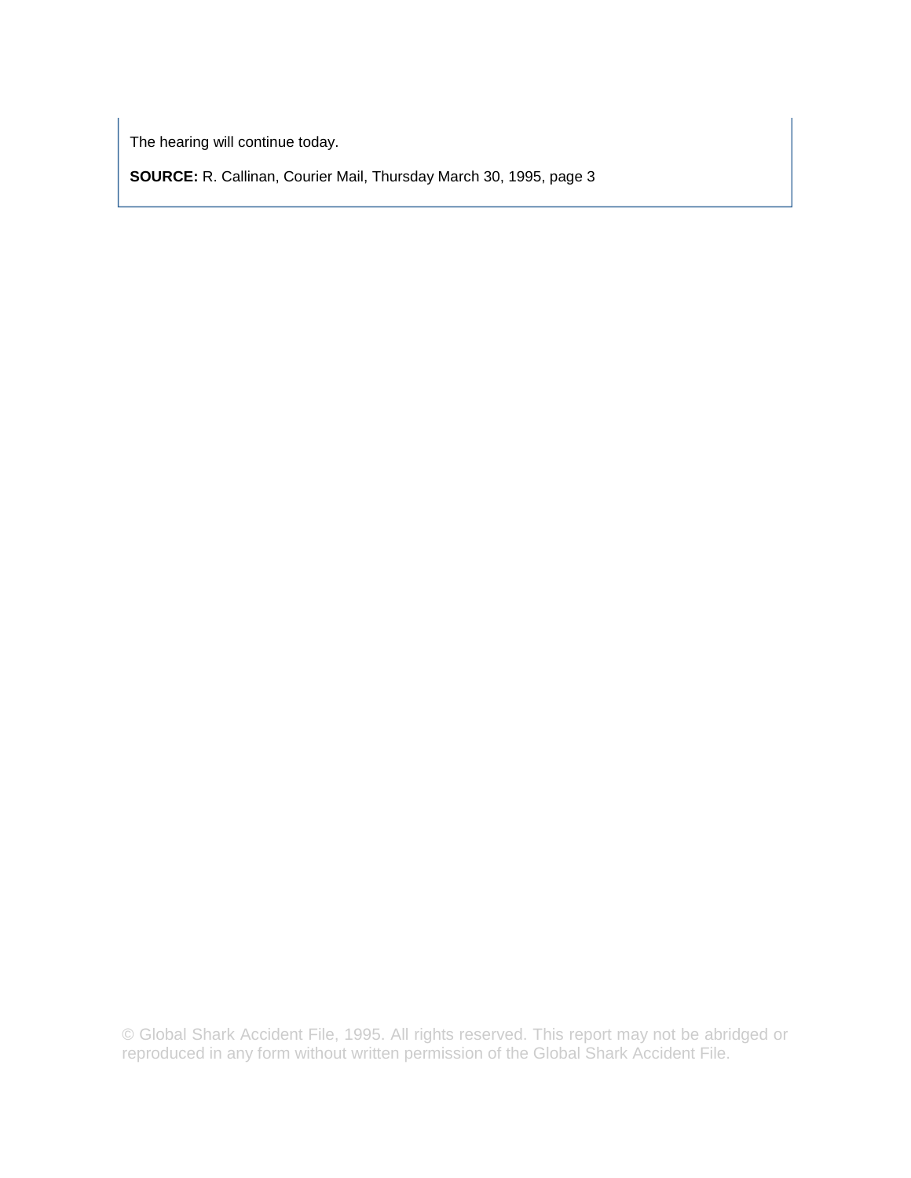The hearing will continue today.

**SOURCE:** R. Callinan, Courier Mail, Thursday March 30, 1995, page 3

© Global Shark Accident File, 1995. All rights reserved. This report may not be abridged or reproduced in any form without written permission of the Global Shark Accident File.